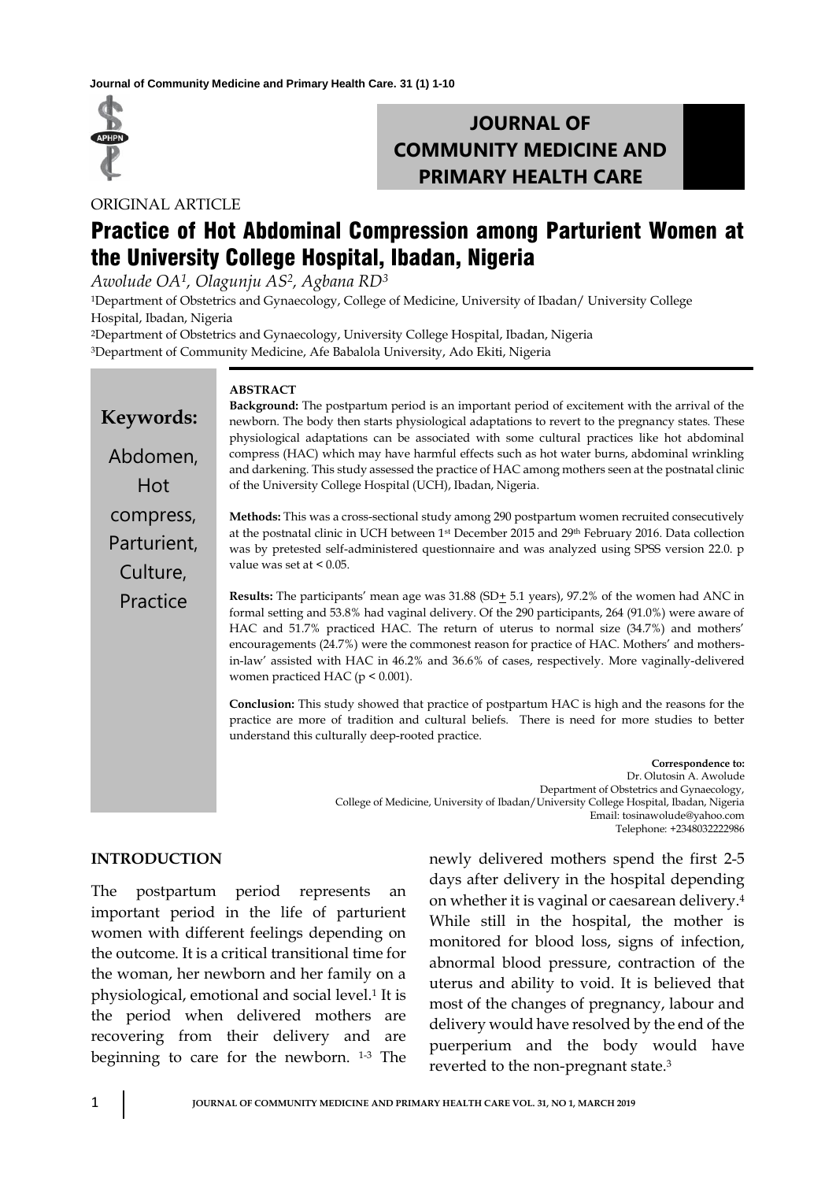ORIGINAL ARTICLE

# Practice of Hot Abdominal Compression among Parturient Women at the University College Hospital, Ibadan, Nigeria

*Awolude OA[1], Olagunju AS[2], Agbana RD[3]*

[1]Department of Obstetrics and Gynaecology, College of Medicine, University of Ibadan/ University College Hospital, Ibadan, Nigeria
[2]Department of Obstetrics and Gynaecology, University College Hospital, Ibadan, Nigeria
[3]Department of Community Medicine, Afe Babalola University, Ado Ekiti, Nigeria

**Keywords:** Abdomen, Hot compress, Parturient, Culture, Practice

## ABSTRACT

**Background:** The postpartum period is an important period of excitement with the arrival of the newborn. The body then starts physiological adaptations to revert to the pregnancy states. These physiological adaptations can be associated with some cultural practices like hot abdominal compress (HAC) which may have harmful effects such as hot water burns, abdominal wrinkling and darkening. This study assessed the practice of HAC among mothers seen at the postnatal clinic of the University College Hospital (UCH), Ibadan, Nigeria.

**Methods:** This was a cross-sectional study among 290 postpartum women recruited consecutively at the postnatal clinic in UCH between 1st December 2015 and 29th February 2016. Data collection was by pretested self-administered questionnaire and was analyzed using SPSS version 22.0. p value was set at < 0.05.

**Results:** The participants' mean age was 31.88 (SD± 5.1 years), 97.2% of the women had ANC in formal setting and 53.8% had vaginal delivery. Of the 290 participants, 264 (91.0%) were aware of HAC and 51.7% practiced HAC. The return of uterus to normal size (34.7%) and mothers' encouragements (24.7%) were the commonest reason for practice of HAC. Mothers' and mothers-in-law' assisted with HAC in 46.2% and 36.6% of cases, respectively. More vaginally-delivered women practiced HAC (p < 0.001).

**Conclusion:** This study showed that practice of postpartum HAC is high and the reasons for the practice are more of tradition and cultural beliefs. There is need for more studies to better understand this culturally deep-rooted practice.

**Correspondence to:**
Dr. Olutosin A. Awolude
Department of Obstetrics and Gynaecology,
College of Medicine, University of Ibadan/University College Hospital, Ibadan, Nigeria
Email: tosinawolude@yahoo.com
Telephone: +2348032222986

## INTRODUCTION

The postpartum period represents an important period in the life of parturient women with different feelings depending on the outcome. It is a critical transitional time for the woman, her newborn and her family on a physiological, emotional and social level.[1] It is the period when delivered mothers are recovering from their delivery and are beginning to care for the newborn. [1-3] The newly delivered mothers spend the first 2-5 days after delivery in the hospital depending on whether it is vaginal or caesarean delivery.[4] While still in the hospital, the mother is monitored for blood loss, signs of infection, abnormal blood pressure, contraction of the uterus and ability to void. It is believed that most of the changes of pregnancy, labour and delivery would have resolved by the end of the puerperium and the body would have reverted to the non-pregnant state.[3]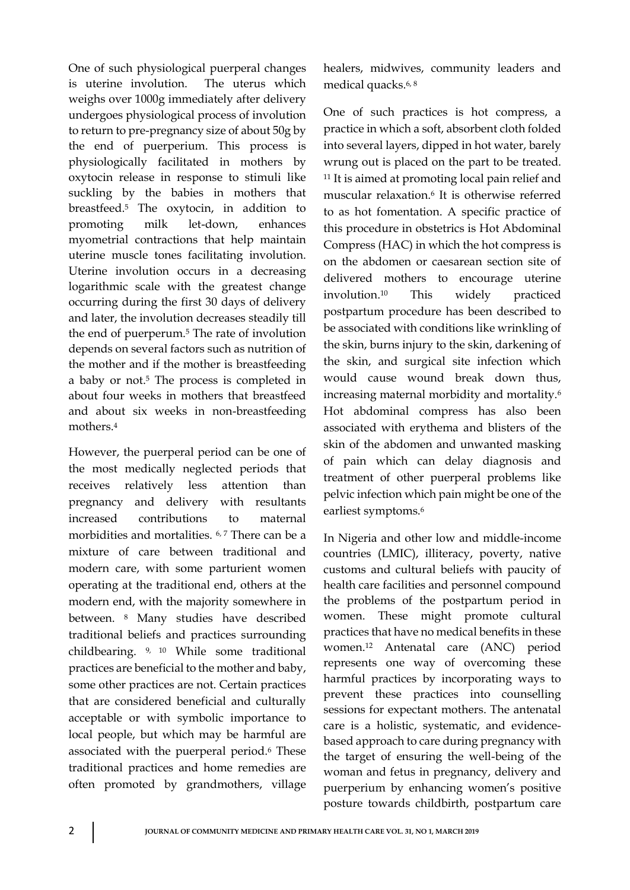One of such physiological puerperal changes is uterine involution. The uterus which weighs over 1000g immediately after delivery undergoes physiological process of involution to return to pre-pregnancy size of about 50g by the end of puerperium. This process is physiologically facilitated in mothers by oxytocin release in response to stimuli like suckling by the babies in mothers that breastfeed.[5] The oxytocin, in addition to promoting milk let-down, enhances myometrial contractions that help maintain uterine muscle tones facilitating involution. Uterine involution occurs in a decreasing logarithmic scale with the greatest change occurring during the first 30 days of delivery and later, the involution decreases steadily till the end of puerperum.[5] The rate of involution depends on several factors such as nutrition of the mother and if the mother is breastfeeding a baby or not.[5] The process is completed in about four weeks in mothers that breastfeed and about six weeks in non-breastfeeding mothers.[4]

However, the puerperal period can be one of the most medically neglected periods that receives relatively less attention than pregnancy and delivery with resultants increased contributions to maternal morbidities and mortalities.[6, 7] There can be a mixture of care between traditional and modern care, with some parturient women operating at the traditional end, others at the modern end, with the majority somewhere in between.[8] Many studies have described traditional beliefs and practices surrounding childbearing.[9, 10] While some traditional practices are beneficial to the mother and baby, some other practices are not. Certain practices that are considered beneficial and culturally acceptable or with symbolic importance to local people, but which may be harmful are associated with the puerperal period.[6] These traditional practices and home remedies are often promoted by grandmothers, village healers, midwives, community leaders and medical quacks.[6, 8]

One of such practices is hot compress, a practice in which a soft, absorbent cloth folded into several layers, dipped in hot water, barely wrung out is placed on the part to be treated.[11] It is aimed at promoting local pain relief and muscular relaxation.[6] It is otherwise referred to as hot fomentation. A specific practice of this procedure in obstetrics is Hot Abdominal Compress (HAC) in which the hot compress is on the abdomen or caesarean section site of delivered mothers to encourage uterine involution.[10] This widely practiced postpartum procedure has been described to be associated with conditions like wrinkling of the skin, burns injury to the skin, darkening of the skin, and surgical site infection which would cause wound break down thus, increasing maternal morbidity and mortality.[6] Hot abdominal compress has also been associated with erythema and blisters of the skin of the abdomen and unwanted masking of pain which can delay diagnosis and treatment of other puerperal problems like pelvic infection which pain might be one of the earliest symptoms.[6]

In Nigeria and other low and middle-income countries (LMIC), illiteracy, poverty, native customs and cultural beliefs with paucity of health care facilities and personnel compound the problems of the postpartum period in women. These might promote cultural practices that have no medical benefits in these women.[12] Antenatal care (ANC) period represents one way of overcoming these harmful practices by incorporating ways to prevent these practices into counselling sessions for expectant mothers. The antenatal care is a holistic, systematic, and evidence-based approach to care during pregnancy with the target of ensuring the well-being of the woman and fetus in pregnancy, delivery and puerperium by enhancing women's positive posture towards childbirth, postpartum care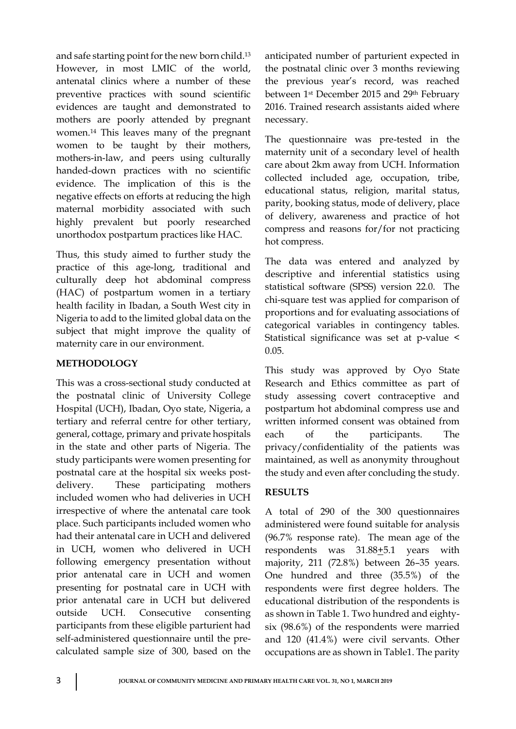and safe starting point for the new born child.[13] However, in most LMIC of the world, antenatal clinics where a number of these preventive practices with sound scientific evidences are taught and demonstrated to mothers are poorly attended by pregnant women.[14] This leaves many of the pregnant women to be taught by their mothers, mothers-in-law, and peers using culturally handed-down practices with no scientific evidence. The implication of this is the negative effects on efforts at reducing the high maternal morbidity associated with such highly prevalent but poorly researched unorthodox postpartum practices like HAC.

Thus, this study aimed to further study the practice of this age-long, traditional and culturally deep hot abdominal compress (HAC) of postpartum women in a tertiary health facility in Ibadan, a South West city in Nigeria to add to the limited global data on the subject that might improve the quality of maternity care in our environment.

## METHODOLOGY

This was a cross-sectional study conducted at the postnatal clinic of University College Hospital (UCH), Ibadan, Oyo state, Nigeria, a tertiary and referral centre for other tertiary, general, cottage, primary and private hospitals in the state and other parts of Nigeria. The study participants were women presenting for postnatal care at the hospital six weeks post-delivery. These participating mothers included women who had deliveries in UCH irrespective of where the antenatal care took place. Such participants included women who had their antenatal care in UCH and delivered in UCH, women who delivered in UCH following emergency presentation without prior antenatal care in UCH and women presenting for postnatal care in UCH with prior antenatal care in UCH but delivered outside UCH. Consecutive consenting participants from these eligible parturient had self-administered questionnaire until the pre-calculated sample size of 300, based on the anticipated number of parturient expected in the postnatal clinic over 3 months reviewing the previous year's record, was reached between 1st December 2015 and 29th February 2016. Trained research assistants aided where necessary.

The questionnaire was pre-tested in the maternity unit of a secondary level of health care about 2km away from UCH. Information collected included age, occupation, tribe, educational status, religion, marital status, parity, booking status, mode of delivery, place of delivery, awareness and practice of hot compress and reasons for/for not practicing hot compress.

The data was entered and analyzed by descriptive and inferential statistics using statistical software (SPSS) version 22.0. The chi-square test was applied for comparison of proportions and for evaluating associations of categorical variables in contingency tables. Statistical significance was set at p-value < 0.05.

This study was approved by Oyo State Research and Ethics committee as part of study assessing covert contraceptive and postpartum hot abdominal compress use and written informed consent was obtained from each of the participants. The privacy/confidentiality of the patients was maintained, as well as anonymity throughout the study and even after concluding the study.

## RESULTS

A total of 290 of the 300 questionnaires administered were found suitable for analysis (96.7% response rate). The mean age of the respondents was 31.88±5.1 years with majority, 211 (72.8%) between 26–35 years. One hundred and three (35.5%) of the respondents were first degree holders. The educational distribution of the respondents is as shown in Table 1. Two hundred and eighty-six (98.6%) of the respondents were married and 120 (41.4%) were civil servants. Other occupations are as shown in Table1. The parity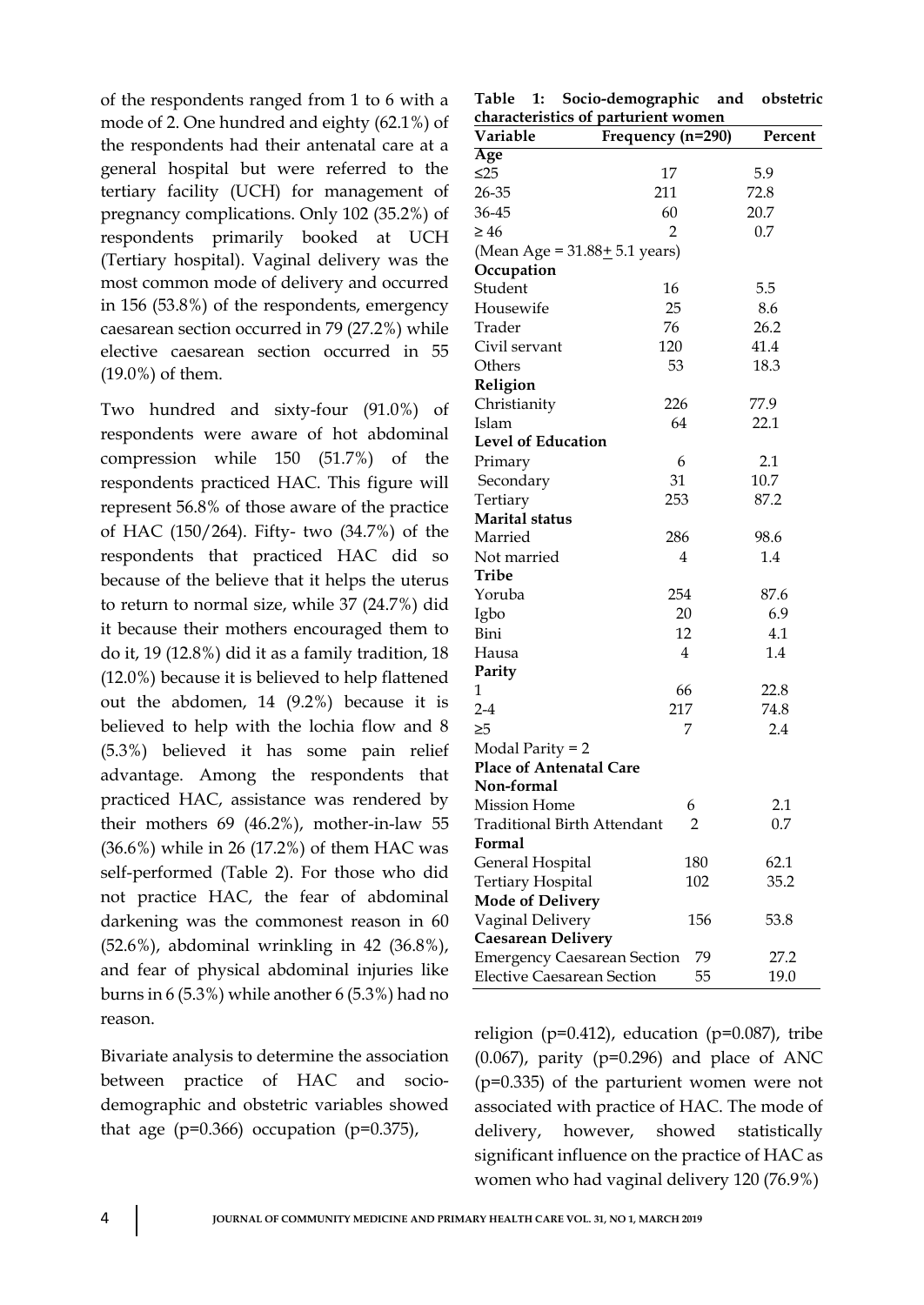of the respondents ranged from 1 to 6 with a mode of 2. One hundred and eighty (62.1%) of the respondents had their antenatal care at a general hospital but were referred to the tertiary facility (UCH) for management of pregnancy complications. Only 102 (35.2%) of respondents primarily booked at UCH (Tertiary hospital). Vaginal delivery was the most common mode of delivery and occurred in 156 (53.8%) of the respondents, emergency caesarean section occurred in 79 (27.2%) while elective caesarean section occurred in 55 (19.0%) of them.

Two hundred and sixty-four (91.0%) of respondents were aware of hot abdominal compression while 150 (51.7%) of the respondents practiced HAC. This figure will represent 56.8% of those aware of the practice of HAC (150/264). Fifty- two (34.7%) of the respondents that practiced HAC did so because of the believe that it helps the uterus to return to normal size, while 37 (24.7%) did it because their mothers encouraged them to do it, 19 (12.8%) did it as a family tradition, 18 (12.0%) because it is believed to help flattened out the abdomen, 14 (9.2%) because it is believed to help with the lochia flow and 8 (5.3%) believed it has some pain relief advantage. Among the respondents that practiced HAC, assistance was rendered by their mothers 69 (46.2%), mother-in-law 55 (36.6%) while in 26 (17.2%) of them HAC was self-performed (Table 2). For those who did not practice HAC, the fear of abdominal darkening was the commonest reason in 60 (52.6%), abdominal wrinkling in 42 (36.8%), and fear of physical abdominal injuries like burns in 6 (5.3%) while another 6 (5.3%) had no reason.

Bivariate analysis to determine the association between practice of HAC and socio-demographic and obstetric variables showed that age (p=0.366) occupation (p=0.375), religion (p=0.412), education (p=0.087), tribe (0.067), parity (p=0.296) and place of ANC (p=0.335) of the parturient women were not associated with practice of HAC. The mode of delivery, however, showed statistically significant influence on the practice of HAC as women who had vaginal delivery 120 (76.9%)

**Table 1: Socio-demographic and obstetric characteristics of parturient women**

| Variable | Frequency (n=290) | Percent |
|---|---|---|
| **Age** | | |
| ≤25 | 17 | 5.9 |
| 26-35 | 211 | 72.8 |
| 36-45 | 60 | 20.7 |
| ≥ 46 | 2 | 0.7 |
| (Mean Age = 31.88 ± 5.1 years) | | |
| **Occupation** | | |
| Student | 16 | 5.5 |
| Housewife | 25 | 8.6 |
| Trader | 76 | 26.2 |
| Civil servant | 120 | 41.4 |
| Others | 53 | 18.3 |
| **Religion** | | |
| Christianity | 226 | 77.9 |
| Islam | 64 | 22.1 |
| **Level of Education** | | |
| Primary | 6 | 2.1 |
| Secondary | 31 | 10.7 |
| Tertiary | 253 | 87.2 |
| **Marital status** | | |
| Married | 286 | 98.6 |
| Not married | 4 | 1.4 |
| **Tribe** | | |
| Yoruba | 254 | 87.6 |
| Igbo | 20 | 6.9 |
| Bini | 12 | 4.1 |
| Hausa | 4 | 1.4 |
| **Parity** | | |
| 1 | 66 | 22.8 |
| 2-4 | 217 | 74.8 |
| ≥5 | 7 | 2.4 |
| Modal Parity = 2 | | |
| **Place of Antenatal Care** | | |
| **Non-formal** | | |
| Mission Home | 6 | 2.1 |
| Traditional Birth Attendant | 2 | 0.7 |
| **Formal** | | |
| General Hospital | 180 | 62.1 |
| Tertiary Hospital | 102 | 35.2 |
| **Mode of Delivery** | | |
| Vaginal Delivery | 156 | 53.8 |
| **Caesarean Delivery** | | |
| Emergency Caesarean Section | 79 | 27.2 |
| Elective Caesarean Section | 55 | 19.0 |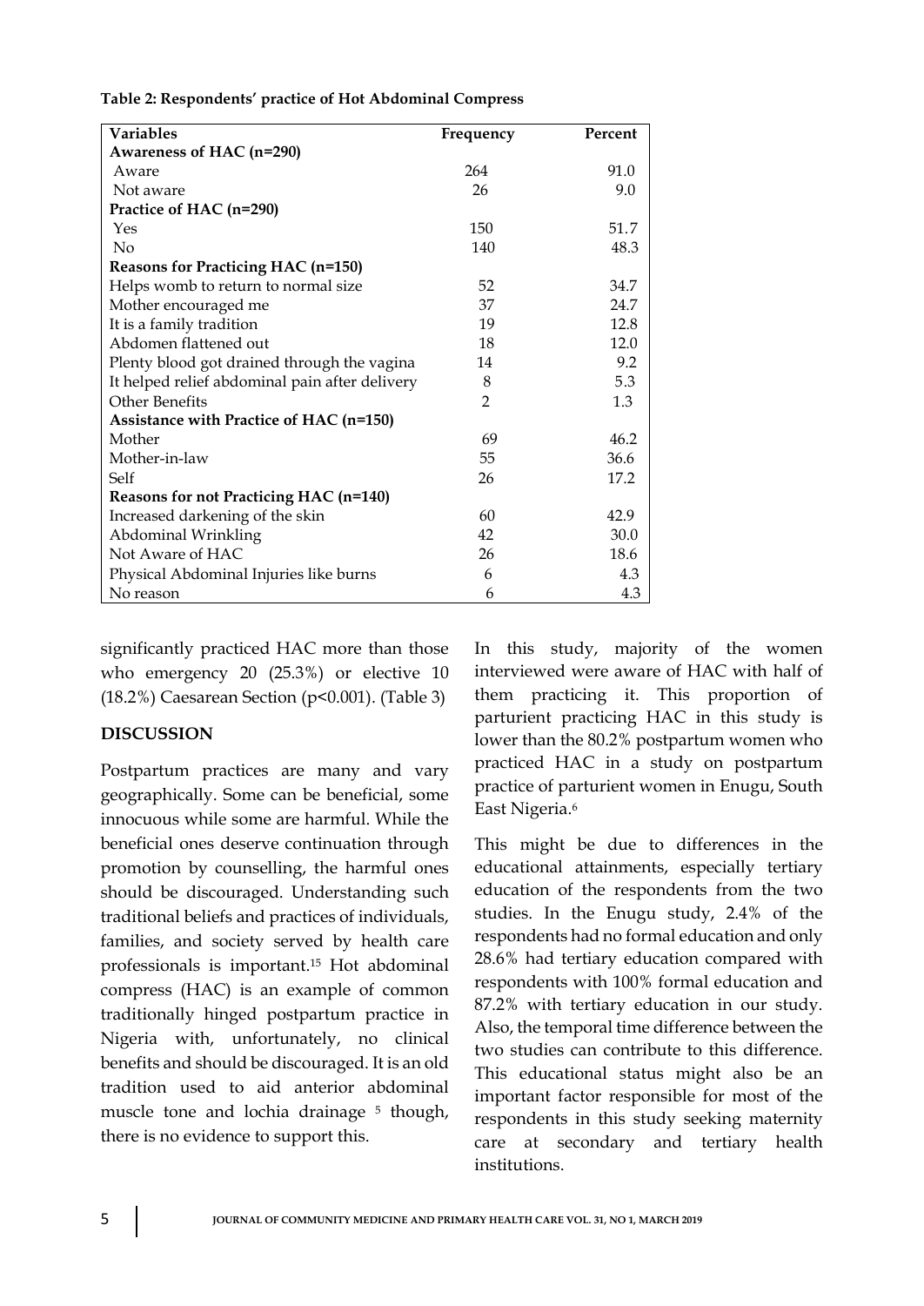**Table 2: Respondents' practice of Hot Abdominal Compress**

| Variables | Frequency | Percent |
|---|---|---|
| **Awareness of HAC (n=290)** | | |
| Aware | 264 | 91.0 |
| Not aware | 26 | 9.0 |
| **Practice of HAC (n=290)** | | |
| Yes | 150 | 51.7 |
| No | 140 | 48.3 |
| **Reasons for Practicing HAC (n=150)** | | |
| Helps womb to return to normal size | 52 | 34.7 |
| Mother encouraged me | 37 | 24.7 |
| It is a family tradition | 19 | 12.8 |
| Abdomen flattened out | 18 | 12.0 |
| Plenty blood got drained through the vagina | 14 | 9.2 |
| It helped relief abdominal pain after delivery | 8 | 5.3 |
| Other Benefits | 2 | 1.3 |
| **Assistance with Practice of HAC (n=150)** | | |
| Mother | 69 | 46.2 |
| Mother-in-law | 55 | 36.6 |
| Self | 26 | 17.2 |
| **Reasons for not Practicing HAC (n=140)** | | |
| Increased darkening of the skin | 60 | 42.9 |
| Abdominal Wrinkling | 42 | 30.0 |
| Not Aware of HAC | 26 | 18.6 |
| Physical Abdominal Injuries like burns | 6 | 4.3 |
| No reason | 6 | 4.3 |

significantly practiced HAC more than those who emergency 20 (25.3%) or elective 10 (18.2%) Caesarean Section ($p<0.001$). (Table 3)

## DISCUSSION

Postpartum practices are many and vary geographically. Some can be beneficial, some innocuous while some are harmful. While the beneficial ones deserve continuation through promotion by counselling, the harmful ones should be discouraged. Understanding such traditional beliefs and practices of individuals, families, and society served by health care professionals is important.[15] Hot abdominal compress (HAC) is an example of common traditionally hinged postpartum practice in Nigeria with, unfortunately, no clinical benefits and should be discouraged. It is an old tradition used to aid anterior abdominal muscle tone and lochia drainage [5] though, there is no evidence to support this.

In this study, majority of the women interviewed were aware of HAC with half of them practicing it. This proportion of parturient practicing HAC in this study is lower than the 80.2% postpartum women who practiced HAC in a study on postpartum practice of parturient women in Enugu, South East Nigeria.[6]

This might be due to differences in the educational attainments, especially tertiary education of the respondents from the two studies. In the Enugu study, 2.4% of the respondents had no formal education and only 28.6% had tertiary education compared with respondents with 100% formal education and 87.2% with tertiary education in our study. Also, the temporal time difference between the two studies can contribute to this difference. This educational status might also be an important factor responsible for most of the respondents in this study seeking maternity care at secondary and tertiary health institutions.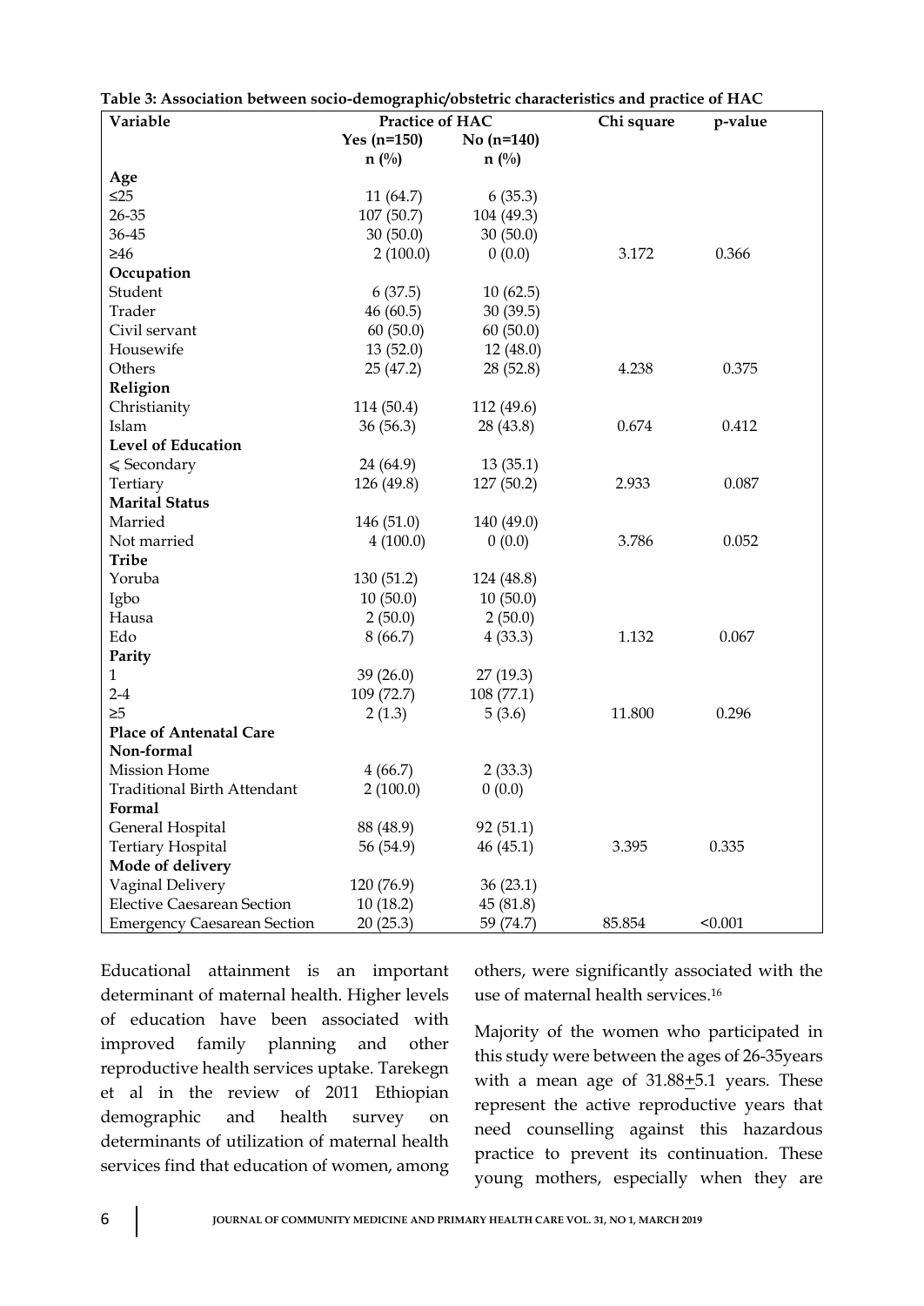**Table 3: Association between socio-demographic/obstetric characteristics and practice of HAC**

| Variable | Practice of HAC | | Chi square | p-value |
|---|---|---|---|---|
| | Yes (n=150) n (%) | No (n=140) n (%) | | |
| **Age** | | | | |
| ≤25 | 11 (64.7) | 6 (35.3) | | |
| 26-35 | 107 (50.7) | 104 (49.3) | | |
| 36-45 | 30 (50.0) | 30 (50.0) | | |
| ≥46 | 2 (100.0) | 0 (0.0) | 3.172 | 0.366 |
| **Occupation** | | | | |
| Student | 6 (37.5) | 10 (62.5) | | |
| Trader | 46 (60.5) | 30 (39.5) | | |
| Civil servant | 60 (50.0) | 60 (50.0) | | |
| Housewife | 13 (52.0) | 12 (48.0) | | |
| Others | 25 (47.2) | 28 (52.8) | 4.238 | 0.375 |
| **Religion** | | | | |
| Christianity | 114 (50.4) | 112 (49.6) | | |
| Islam | 36 (56.3) | 28 (43.8) | 0.674 | 0.412 |
| **Level of Education** | | | | |
| ⩽ Secondary | 24 (64.9) | 13 (35.1) | | |
| Tertiary | 126 (49.8) | 127 (50.2) | 2.933 | 0.087 |
| **Marital Status** | | | | |
| Married | 146 (51.0) | 140 (49.0) | | |
| Not married | 4 (100.0) | 0 (0.0) | 3.786 | 0.052 |
| **Tribe** | | | | |
| Yoruba | 130 (51.2) | 124 (48.8) | | |
| Igbo | 10 (50.0) | 10 (50.0) | | |
| Hausa | 2 (50.0) | 2 (50.0) | | |
| Edo | 8 (66.7) | 4 (33.3) | 1.132 | 0.067 |
| **Parity** | | | | |
| 1 | 39 (26.0) | 27 (19.3) | | |
| 2-4 | 109 (72.7) | 108 (77.1) | | |
| ≥5 | 2 (1.3) | 5 (3.6) | 11.800 | 0.296 |
| **Place of Antenatal Care** | | | | |
| **Non-formal** | | | | |
| Mission Home | 4 (66.7) | 2 (33.3) | | |
| Traditional Birth Attendant | 2 (100.0) | 0 (0.0) | | |
| **Formal** | | | | |
| General Hospital | 88 (48.9) | 92 (51.1) | | |
| Tertiary Hospital | 56 (54.9) | 46 (45.1) | 3.395 | 0.335 |
| **Mode of delivery** | | | | |
| Vaginal Delivery | 120 (76.9) | 36 (23.1) | | |
| Elective Caesarean Section | 10 (18.2) | 45 (81.8) | | |
| Emergency Caesarean Section | 20 (25.3) | 59 (74.7) | 85.854 | <0.001 |

Educational attainment is an important determinant of maternal health. Higher levels of education have been associated with improved family planning and other reproductive health services uptake. Tarekegn et al in the review of 2011 Ethiopian demographic and health survey on determinants of utilization of maternal health services find that education of women, among others, were significantly associated with the use of maternal health services.[16]

Majority of the women who participated in this study were between the ages of 26-35years with a mean age of 31.88±5.1 years. These represent the active reproductive years that need counselling against this hazardous practice to prevent its continuation. These young mothers, especially when they are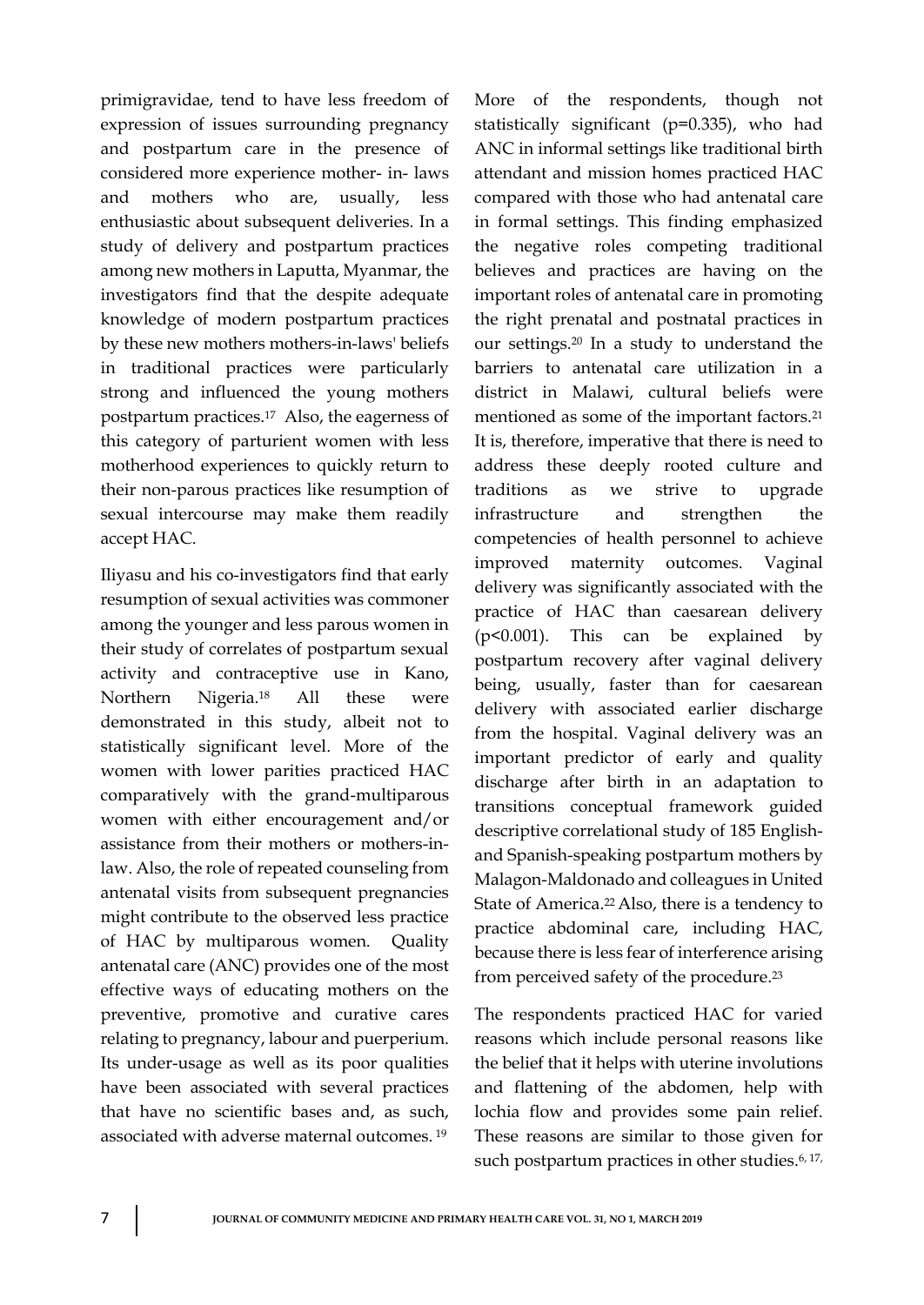primigravidae, tend to have less freedom of expression of issues surrounding pregnancy and postpartum care in the presence of considered more experience mother- in- laws and mothers who are, usually, less enthusiastic about subsequent deliveries. In a study of delivery and postpartum practices among new mothers in Laputta, Myanmar, the investigators find that the despite adequate knowledge of modern postpartum practices by these new mothers mothers-in-laws' beliefs in traditional practices were particularly strong and influenced the young mothers postpartum practices.[17] Also, the eagerness of this category of parturient women with less motherhood experiences to quickly return to their non-parous practices like resumption of sexual intercourse may make them readily accept HAC.

Iliyasu and his co-investigators find that early resumption of sexual activities was commoner among the younger and less parous women in their study of correlates of postpartum sexual activity and contraceptive use in Kano, Northern Nigeria.[18] All these were demonstrated in this study, albeit not to statistically significant level. More of the women with lower parities practiced HAC comparatively with the grand-multiparous women with either encouragement and/or assistance from their mothers or mothers-in-law. Also, the role of repeated counseling from antenatal visits from subsequent pregnancies might contribute to the observed less practice of HAC by multiparous women. Quality antenatal care (ANC) provides one of the most effective ways of educating mothers on the preventive, promotive and curative cares relating to pregnancy, labour and puerperium. Its under-usage as well as its poor qualities have been associated with several practices that have no scientific bases and, as such, associated with adverse maternal outcomes. [19]

More of the respondents, though not statistically significant ($p=0.335$), who had ANC in informal settings like traditional birth attendant and mission homes practiced HAC compared with those who had antenatal care in formal settings. This finding emphasized the negative roles competing traditional believes and practices are having on the important roles of antenatal care in promoting the right prenatal and postnatal practices in our settings.[20] In a study to understand the barriers to antenatal care utilization in a district in Malawi, cultural beliefs were mentioned as some of the important factors.[21] It is, therefore, imperative that there is need to address these deeply rooted culture and traditions as we strive to upgrade infrastructure and strengthen the competencies of health personnel to achieve improved maternity outcomes. Vaginal delivery was significantly associated with the practice of HAC than caesarean delivery ($p<0.001$). This can be explained by postpartum recovery after vaginal delivery being, usually, faster than for caesarean delivery with associated earlier discharge from the hospital. Vaginal delivery was an important predictor of early and quality discharge after birth in an adaptation to transitions conceptual framework guided descriptive correlational study of 185 English- and Spanish-speaking postpartum mothers by Malagon-Maldonado and colleagues in United State of America.[22] Also, there is a tendency to practice abdominal care, including HAC, because there is less fear of interference arising from perceived safety of the procedure.[23]

The respondents practiced HAC for varied reasons which include personal reasons like the belief that it helps with uterine involutions and flattening of the abdomen, help with lochia flow and provides some pain relief. These reasons are similar to those given for such postpartum practices in other studies.[6, 17,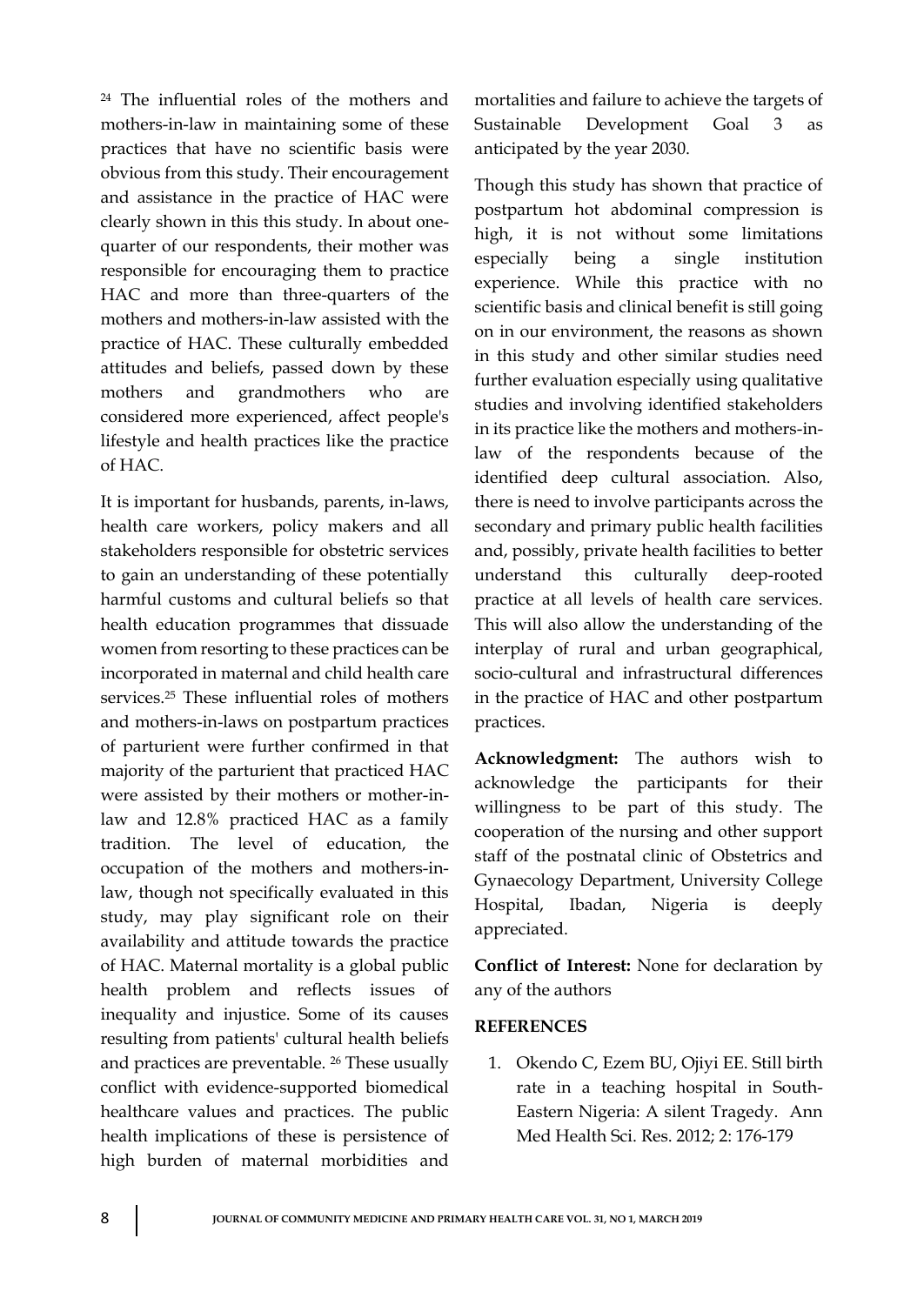[24] The influential roles of the mothers and mothers-in-law in maintaining some of these practices that have no scientific basis were obvious from this study. Their encouragement and assistance in the practice of HAC were clearly shown in this this study. In about one-quarter of our respondents, their mother was responsible for encouraging them to practice HAC and more than three-quarters of the mothers and mothers-in-law assisted with the practice of HAC. These culturally embedded attitudes and beliefs, passed down by these mothers and grandmothers who are considered more experienced, affect people's lifestyle and health practices like the practice of HAC.

It is important for husbands, parents, in-laws, health care workers, policy makers and all stakeholders responsible for obstetric services to gain an understanding of these potentially harmful customs and cultural beliefs so that health education programmes that dissuade women from resorting to these practices can be incorporated in maternal and child health care services.[25] These influential roles of mothers and mothers-in-laws on postpartum practices of parturient were further confirmed in that majority of the parturient that practiced HAC were assisted by their mothers or mother-in-law and 12.8% practiced HAC as a family tradition. The level of education, the occupation of the mothers and mothers-in-law, though not specifically evaluated in this study, may play significant role on their availability and attitude towards the practice of HAC. Maternal mortality is a global public health problem and reflects issues of inequality and injustice. Some of its causes resulting from patients' cultural health beliefs and practices are preventable. [26] These usually conflict with evidence-supported biomedical healthcare values and practices. The public health implications of these is persistence of high burden of maternal morbidities and mortalities and failure to achieve the targets of Sustainable Development Goal 3 as anticipated by the year 2030.

Though this study has shown that practice of postpartum hot abdominal compression is high, it is not without some limitations especially being a single institution experience. While this practice with no scientific basis and clinical benefit is still going on in our environment, the reasons as shown in this study and other similar studies need further evaluation especially using qualitative studies and involving identified stakeholders in its practice like the mothers and mothers-in-law of the respondents because of the identified deep cultural association. Also, there is need to involve participants across the secondary and primary public health facilities and, possibly, private health facilities to better understand this culturally deep-rooted practice at all levels of health care services. This will also allow the understanding of the interplay of rural and urban geographical, socio-cultural and infrastructural differences in the practice of HAC and other postpartum practices.

**Acknowledgment:** The authors wish to acknowledge the participants for their willingness to be part of this study. The cooperation of the nursing and other support staff of the postnatal clinic of Obstetrics and Gynaecology Department, University College Hospital, Ibadan, Nigeria is deeply appreciated.

**Conflict of Interest:** None for declaration by any of the authors

**REFERENCES**

1. Okendo C, Ezem BU, Ojiyi EE. Still birth rate in a teaching hospital in South-Eastern Nigeria: A silent Tragedy. Ann Med Health Sci. Res. 2012; 2: 176-179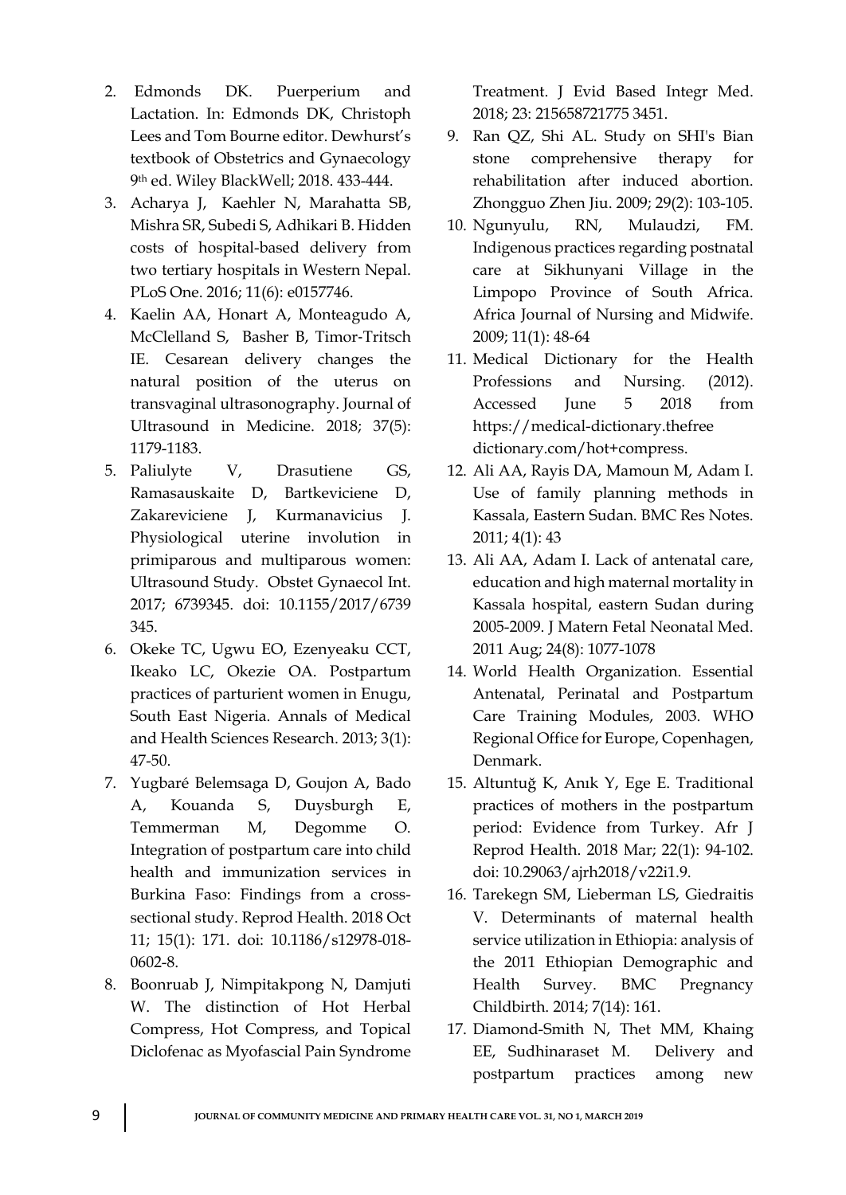2. Edmonds DK. Puerperium and Lactation. In: Edmonds DK, Christoph Lees and Tom Bourne editor. Dewhurst's textbook of Obstetrics and Gynaecology 9th ed. Wiley BlackWell; 2018. 433-444.
3. Acharya J, Kaehler N, Marahatta SB, Mishra SR, Subedi S, Adhikari B. Hidden costs of hospital-based delivery from two tertiary hospitals in Western Nepal. PLoS One. 2016; 11(6): e0157746.
4. Kaelin AA, Honart A, Monteagudo A, McClelland S, Basher B, Timor-Tritsch IE. Cesarean delivery changes the natural position of the uterus on transvaginal ultrasonography. Journal of Ultrasound in Medicine. 2018; 37(5): 1179-1183.
5. Paliulyte V, Drasutiene GS, Ramasauskaite D, Bartkeviciene D, Zakareviciene J, Kurmanavicius J. Physiological uterine involution in primiparous and multiparous women: Ultrasound Study. Obstet Gynaecol Int. 2017; 6739345. doi: 10.1155/2017/6739 345.
6. Okeke TC, Ugwu EO, Ezenyeaku CCT, Ikeako LC, Okezie OA. Postpartum practices of parturient women in Enugu, South East Nigeria. Annals of Medical and Health Sciences Research. 2013; 3(1): 47-50.
7. Yugbaré Belemsaga D, Goujon A, Bado A, Kouanda S, Duysburgh E, Temmerman M, Degomme O. Integration of postpartum care into child health and immunization services in Burkina Faso: Findings from a cross-sectional study. Reprod Health. 2018 Oct 11; 15(1): 171. doi: 10.1186/s12978-018-0602-8.
8. Boonruab J, Nimpitakpong N, Damjuti W. The distinction of Hot Herbal Compress, Hot Compress, and Topical Diclofenac as Myofascial Pain Syndrome Treatment. J Evid Based Integr Med. 2018; 23: 215658721775 3451.
9. Ran QZ, Shi AL. Study on SHI's Bian stone comprehensive therapy for rehabilitation after induced abortion. Zhongguo Zhen Jiu. 2009; 29(2): 103-105.
10. Ngunyulu, RN, Mulaudzi, FM. Indigenous practices regarding postnatal care at Sikhunyani Village in the Limpopo Province of South Africa. Africa Journal of Nursing and Midwife. 2009; 11(1): 48-64
11. Medical Dictionary for the Health Professions and Nursing. (2012). Accessed June 5 2018 from https://medical-dictionary.thefree dictionary.com/hot+compress.
12. Ali AA, Rayis DA, Mamoun M, Adam I. Use of family planning methods in Kassala, Eastern Sudan. BMC Res Notes. 2011; 4(1): 43
13. Ali AA, Adam I. Lack of antenatal care, education and high maternal mortality in Kassala hospital, eastern Sudan during 2005-2009. J Matern Fetal Neonatal Med. 2011 Aug; 24(8): 1077-1078
14. World Health Organization. Essential Antenatal, Perinatal and Postpartum Care Training Modules, 2003. WHO Regional Office for Europe, Copenhagen, Denmark.
15. Altuntuğ K, Anık Y, Ege E. Traditional practices of mothers in the postpartum period: Evidence from Turkey. Afr J Reprod Health. 2018 Mar; 22(1): 94-102. doi: 10.29063/ajrh2018/v22i1.9.
16. Tarekegn SM, Lieberman LS, Giedraitis V. Determinants of maternal health service utilization in Ethiopia: analysis of the 2011 Ethiopian Demographic and Health Survey. BMC Pregnancy Childbirth. 2014; 7(14): 161.
17. Diamond-Smith N, Thet MM, Khaing EE, Sudhinaraset M. Delivery and postpartum practices among new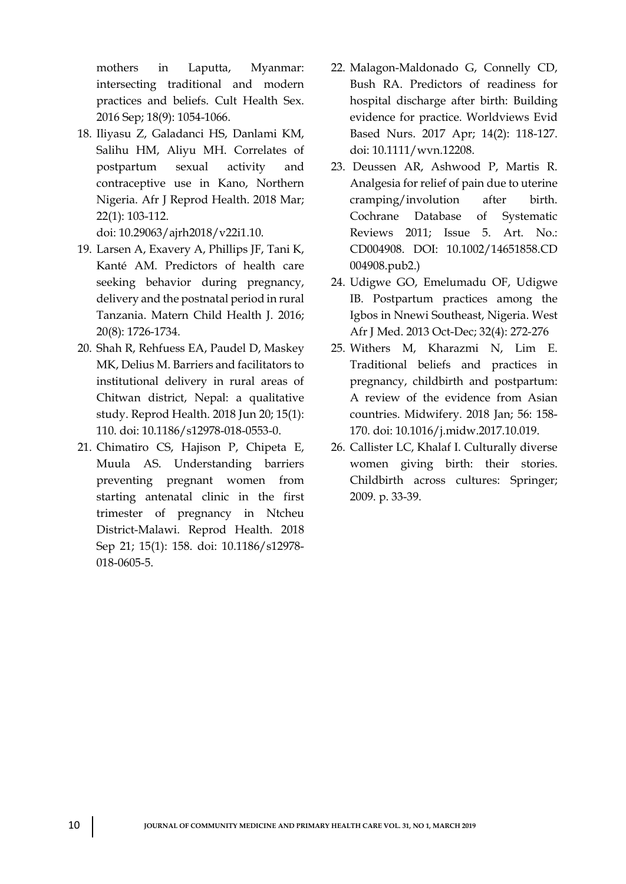mothers in Laputta, Myanmar: intersecting traditional and modern practices and beliefs. Cult Health Sex. 2016 Sep; 18(9): 1054-1066.

18. Iliyasu Z, Galadanci HS, Danlami KM, Salihu HM, Aliyu MH. Correlates of postpartum sexual activity and contraceptive use in Kano, Northern Nigeria. Afr J Reprod Health. 2018 Mar; 22(1): 103-112. doi: 10.29063/ajrh2018/v22i1.10.
19. Larsen A, Exavery A, Phillips JF, Tani K, Kanté AM. Predictors of health care seeking behavior during pregnancy, delivery and the postnatal period in rural Tanzania. Matern Child Health J. 2016; 20(8): 1726-1734.
20. Shah R, Rehfuess EA, Paudel D, Maskey MK, Delius M. Barriers and facilitators to institutional delivery in rural areas of Chitwan district, Nepal: a qualitative study. Reprod Health. 2018 Jun 20; 15(1): 110. doi: 10.1186/s12978-018-0553-0.
21. Chimatiro CS, Hajison P, Chipeta E, Muula AS. Understanding barriers preventing pregnant women from starting antenatal clinic in the first trimester of pregnancy in Ntcheu District-Malawi. Reprod Health. 2018 Sep 21; 15(1): 158. doi: 10.1186/s12978-018-0605-5.
22. Malagon-Maldonado G, Connelly CD, Bush RA. Predictors of readiness for hospital discharge after birth: Building evidence for practice. Worldviews Evid Based Nurs. 2017 Apr; 14(2): 118-127. doi: 10.1111/wvn.12208.
23. Deussen AR, Ashwood P, Martis R. Analgesia for relief of pain due to uterine cramping/involution after birth. Cochrane Database of Systematic Reviews 2011; Issue 5. Art. No.: CD004908. DOI: 10.1002/14651858.CD004908.pub2.)
24. Udigwe GO, Emelumadu OF, Udigwe IB. Postpartum practices among the Igbos in Nnewi Southeast, Nigeria. West Afr J Med. 2013 Oct-Dec; 32(4): 272-276
25. Withers M, Kharazmi N, Lim E. Traditional beliefs and practices in pregnancy, childbirth and postpartum: A review of the evidence from Asian countries. Midwifery. 2018 Jan; 56: 158-170. doi: 10.1016/j.midw.2017.10.019.
26. Callister LC, Khalaf I. Culturally diverse women giving birth: their stories. Childbirth across cultures: Springer; 2009. p. 33-39.